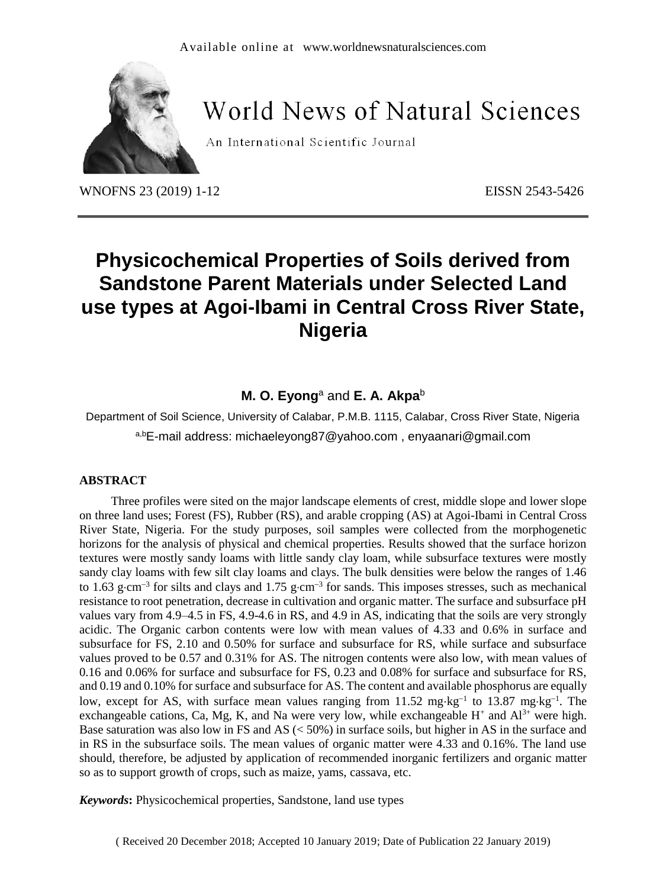Available online at www.worldnewsnaturalsciences.com

# World News of Natural Sciences

An International Scientific Journal

WNOFNS 23 (2019) 1-12 EISSN 2543-5426

# Physicochemical Properties of Soils derived from Sandstone Parent Materials under Selected Land use types at Agoi-Ibami in Central Cross River State, Nigeria

**M. O. Eyong**[a] and **E. A. Akpa**[b]

Department of Soil Science, University of Calabar, P.M.B. 1115, Calabar, Cross River State, Nigeria

[a,b]E-mail address: michaeleyong87@yahoo.com , enyaanari@gmail.com

## ABSTRACT

Three profiles were sited on the major landscape elements of crest, middle slope and lower slope on three land uses; Forest (FS), Rubber (RS), and arable cropping (AS) at Agoi-Ibami in Central Cross River State, Nigeria. For the study purposes, soil samples were collected from the morphogenetic horizons for the analysis of physical and chemical properties. Results showed that the surface horizon textures were mostly sandy loams with little sandy clay loam, while subsurface textures were mostly sandy clay loams with few silt clay loams and clays. The bulk densities were below the ranges of 1.46 to 1.63 $g{\cdot}cm^{-3}$ for silts and clays and 1.75 $g{\cdot}cm^{-3}$ for sands. This imposes stresses, such as mechanical resistance to root penetration, decrease in cultivation and organic matter. The surface and subsurface pH values vary from 4.9–4.5 in FS, 4.9-4.6 in RS, and 4.9 in AS, indicating that the soils are very strongly acidic. The Organic carbon contents were low with mean values of 4.33 and 0.6% in surface and subsurface for FS, 2.10 and 0.50% for surface and subsurface for RS, while surface and subsurface values proved to be 0.57 and 0.31% for AS. The nitrogen contents were also low, with mean values of 0.16 and 0.06% for surface and subsurface for FS, 0.23 and 0.08% for surface and subsurface for RS, and 0.19 and 0.10% for surface and subsurface for AS. The content and available phosphorus are equally low, except for AS, with surface mean values ranging from 11.52 $mg{\cdot}kg^{-1}$ to 13.87 $mg{\cdot}kg^{-1}$. The exchangeable cations, Ca, Mg, K, and Na were very low, while exchangeable $H^+$ and $Al^{3+}$ were high. Base saturation was also low in FS and AS (< 50%) in surface soils, but higher in AS in the surface and in RS in the subsurface soils. The mean values of organic matter were 4.33 and 0.16%. The land use should, therefore, be adjusted by application of recommended inorganic fertilizers and organic matter so as to support growth of crops, such as maize, yams, cassava, etc.

***Keywords*:** Physicochemical properties, Sandstone, land use types

( Received 20 December 2018; Accepted 10 January 2019; Date of Publication 22 January 2019)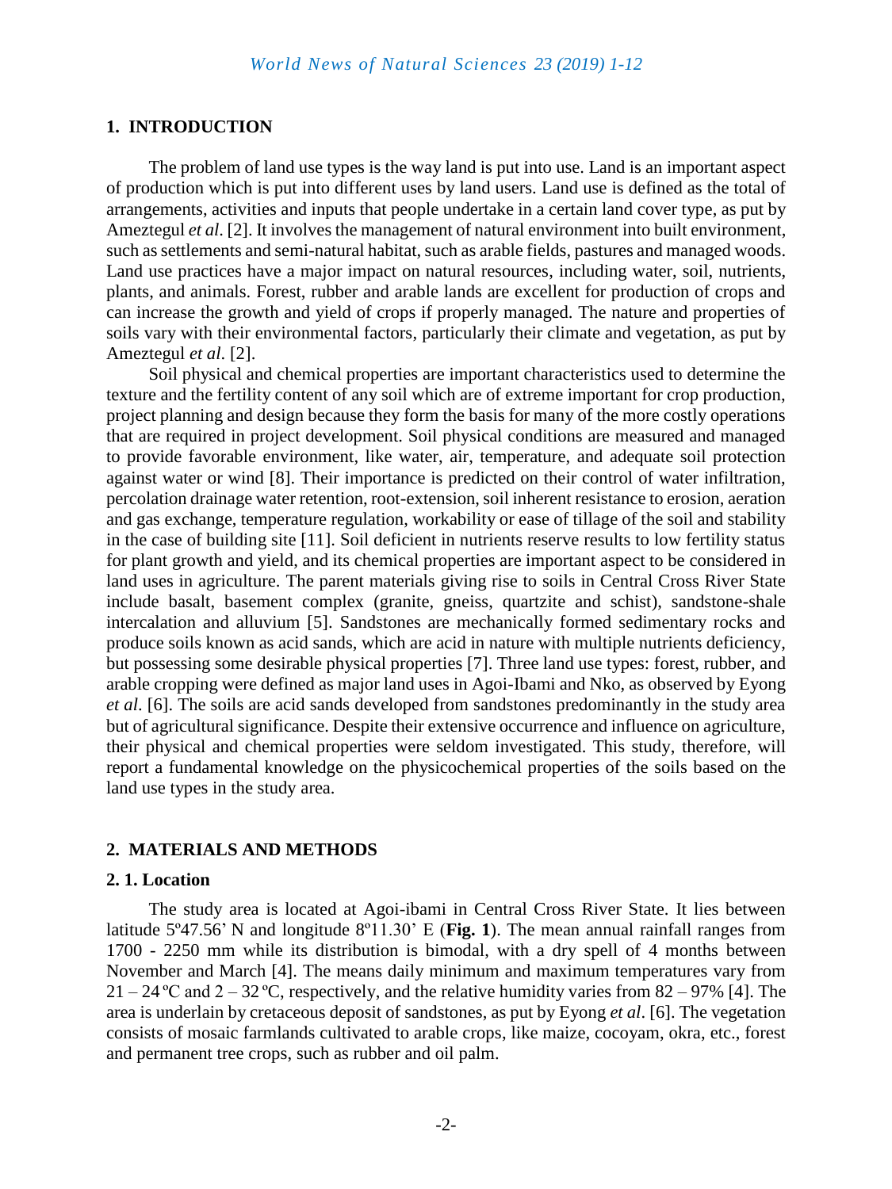## 1. INTRODUCTION

The problem of land use types is the way land is put into use. Land is an important aspect of production which is put into different uses by land users. Land use is defined as the total of arrangements, activities and inputs that people undertake in a certain land cover type, as put by Ameztegul *et al*. [2]. It involves the management of natural environment into built environment, such as settlements and semi-natural habitat, such as arable fields, pastures and managed woods. Land use practices have a major impact on natural resources, including water, soil, nutrients, plants, and animals. Forest, rubber and arable lands are excellent for production of crops and can increase the growth and yield of crops if properly managed. The nature and properties of soils vary with their environmental factors, particularly their climate and vegetation, as put by Ameztegul *et al*. [2].

Soil physical and chemical properties are important characteristics used to determine the texture and the fertility content of any soil which are of extreme important for crop production, project planning and design because they form the basis for many of the more costly operations that are required in project development. Soil physical conditions are measured and managed to provide favorable environment, like water, air, temperature, and adequate soil protection against water or wind [8]. Their importance is predicted on their control of water infiltration, percolation drainage water retention, root-extension, soil inherent resistance to erosion, aeration and gas exchange, temperature regulation, workability or ease of tillage of the soil and stability in the case of building site [11]. Soil deficient in nutrients reserve results to low fertility status for plant growth and yield, and its chemical properties are important aspect to be considered in land uses in agriculture. The parent materials giving rise to soils in Central Cross River State include basalt, basement complex (granite, gneiss, quartzite and schist), sandstone-shale intercalation and alluvium [5]. Sandstones are mechanically formed sedimentary rocks and produce soils known as acid sands, which are acid in nature with multiple nutrients deficiency, but possessing some desirable physical properties [7]. Three land use types: forest, rubber, and arable cropping were defined as major land uses in Agoi-Ibami and Nko, as observed by Eyong *et al*. [6]. The soils are acid sands developed from sandstones predominantly in the study area but of agricultural significance. Despite their extensive occurrence and influence on agriculture, their physical and chemical properties were seldom investigated. This study, therefore, will report a fundamental knowledge on the physicochemical properties of the soils based on the land use types in the study area.

## 2. MATERIALS AND METHODS

### 2. 1. Location

The study area is located at Agoi-ibami in Central Cross River State. It lies between latitude 5º47.56' N and longitude 8º11.30' E (**Fig. 1**). The mean annual rainfall ranges from 1700 - 2250 mm while its distribution is bimodal, with a dry spell of 4 months between November and March [4]. The means daily minimum and maximum temperatures vary from 21 – 24 ºC and 2 – 32 ºC, respectively, and the relative humidity varies from 82 – 97% [4]. The area is underlain by cretaceous deposit of sandstones, as put by Eyong *et al*. [6]. The vegetation consists of mosaic farmlands cultivated to arable crops, like maize, cocoyam, okra, etc., forest and permanent tree crops, such as rubber and oil palm.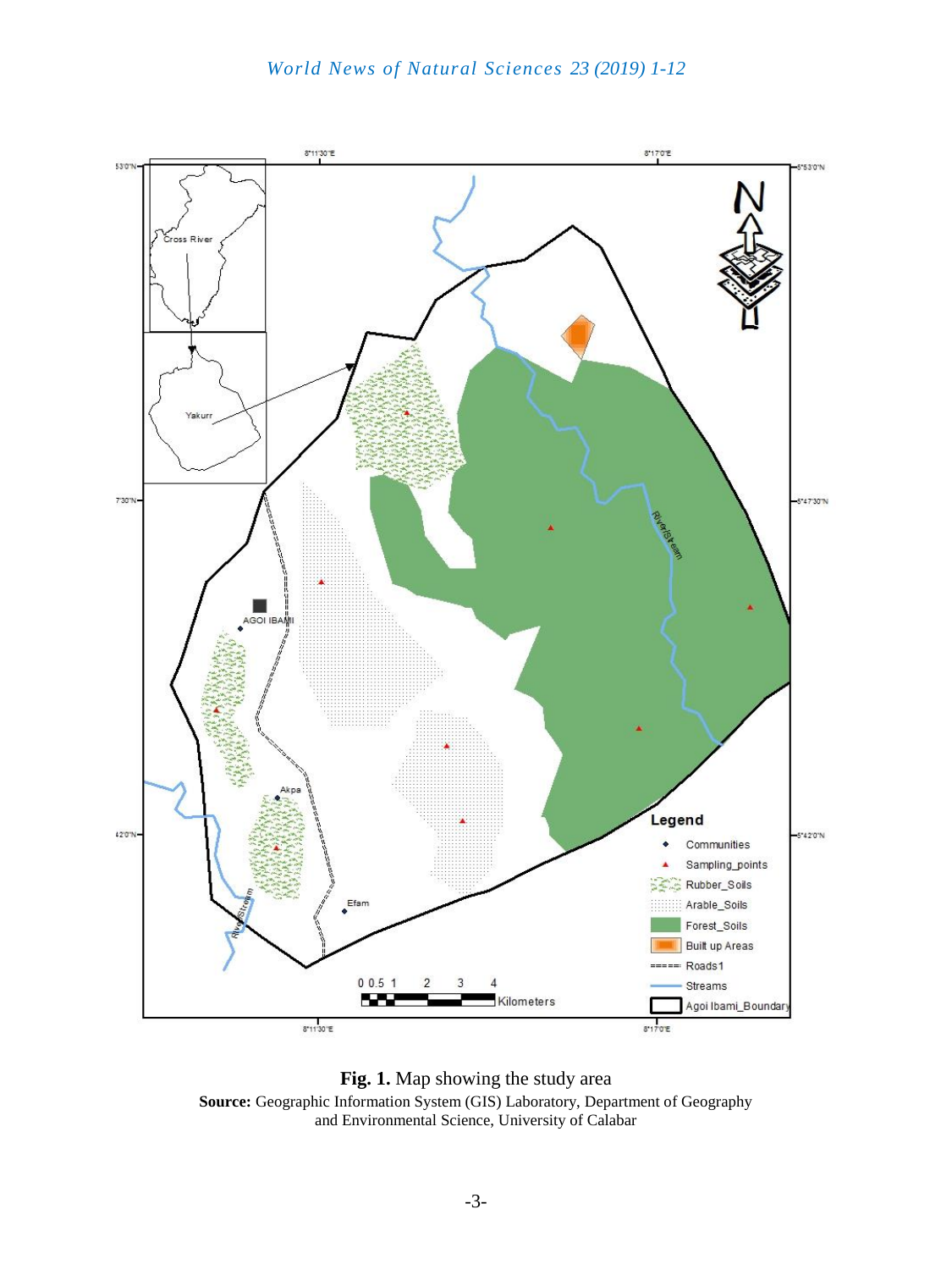**Fig. 1.** Map showing the study area

**Source:** Geographic Information System (GIS) Laboratory, Department of Geography and Environmental Science, University of Calabar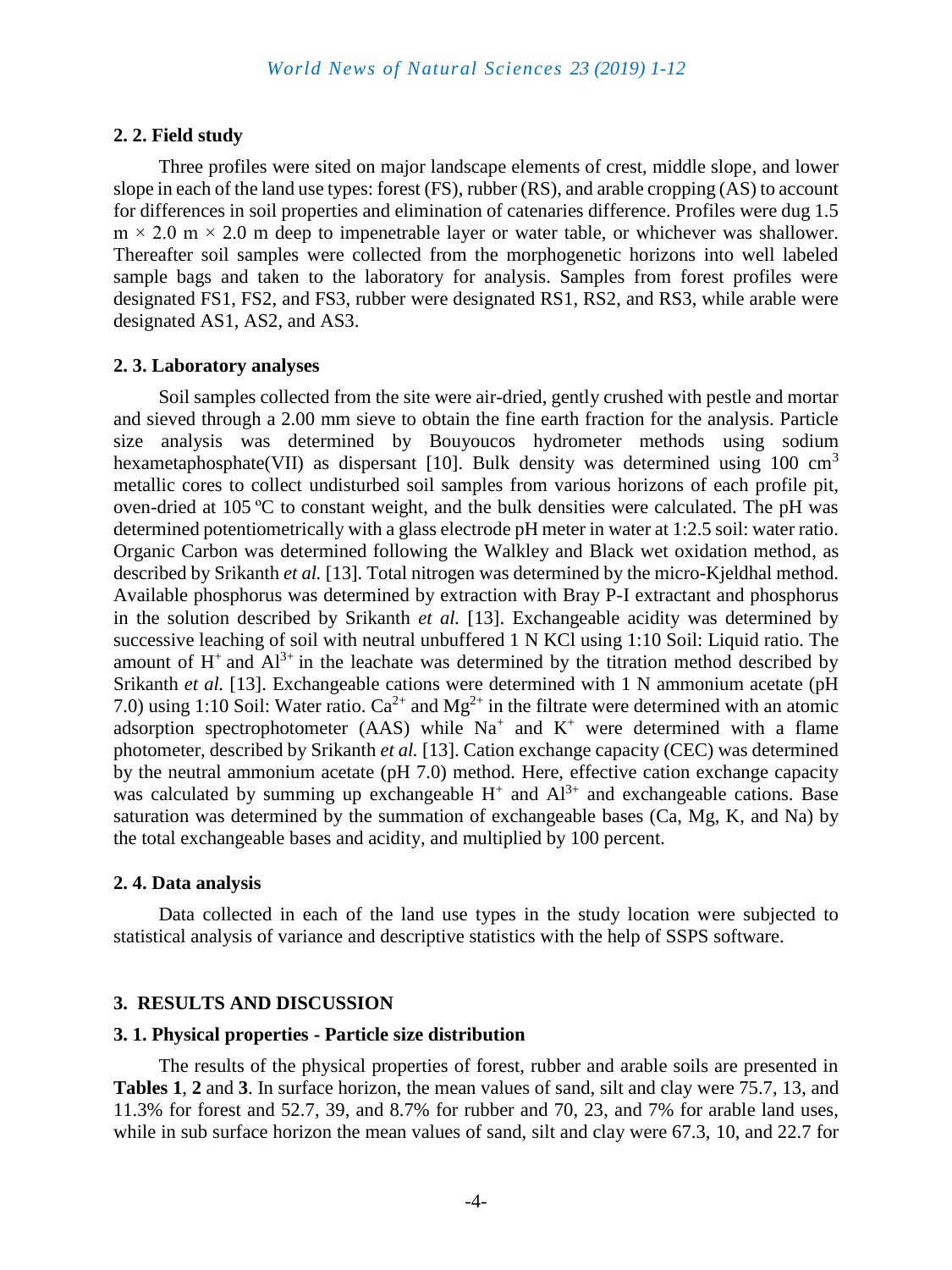### 2. 2. Field study

Three profiles were sited on major landscape elements of crest, middle slope, and lower slope in each of the land use types: forest (FS), rubber (RS), and arable cropping (AS) to account for differences in soil properties and elimination of catenaries difference. Profiles were dug 1.5 m × 2.0 m × 2.0 m deep to impenetrable layer or water table, or whichever was shallower. Thereafter soil samples were collected from the morphogenetic horizons into well labeled sample bags and taken to the laboratory for analysis. Samples from forest profiles were designated FS1, FS2, and FS3, rubber were designated RS1, RS2, and RS3, while arable were designated AS1, AS2, and AS3.

### 2. 3. Laboratory analyses

Soil samples collected from the site were air-dried, gently crushed with pestle and mortar and sieved through a 2.00 mm sieve to obtain the fine earth fraction for the analysis. Particle size analysis was determined by Bouyoucos hydrometer methods using sodium hexametaphosphate(VII) as dispersant [10]. Bulk density was determined using 100 $cm^3$ metallic cores to collect undisturbed soil samples from various horizons of each profile pit, oven-dried at 105 ºC to constant weight, and the bulk densities were calculated. The pH was determined potentiometrically with a glass electrode pH meter in water at 1:2.5 soil: water ratio. Organic Carbon was determined following the Walkley and Black wet oxidation method, as described by Srikanth *et al.* [13]. Total nitrogen was determined by the micro-Kjeldhal method. Available phosphorus was determined by extraction with Bray P-I extractant and phosphorus in the solution described by Srikanth *et al.* [13]. Exchangeable acidity was determined by successive leaching of soil with neutral unbuffered 1 N KCl using 1:10 Soil: Liquid ratio. The amount of $H^+$ and $Al^{3+}$ in the leachate was determined by the titration method described by Srikanth *et al.* [13]. Exchangeable cations were determined with 1 N ammonium acetate (pH 7.0) using 1:10 Soil: Water ratio. $Ca^{2+}$ and $Mg^{2+}$ in the filtrate were determined with an atomic adsorption spectrophotometer (AAS) while $Na^+$ and $K^+$ were determined with a flame photometer, described by Srikanth *et al.* [13]. Cation exchange capacity (CEC) was determined by the neutral ammonium acetate (pH 7.0) method. Here, effective cation exchange capacity was calculated by summing up exchangeable $H^+$ and $Al^{3+}$ and exchangeable cations. Base saturation was determined by the summation of exchangeable bases (Ca, Mg, K, and Na) by the total exchangeable bases and acidity, and multiplied by 100 percent.

### 2. 4. Data analysis

Data collected in each of the land use types in the study location were subjected to statistical analysis of variance and descriptive statistics with the help of SSPS software.

## 3. RESULTS AND DISCUSSION

### 3. 1. Physical properties - Particle size distribution

The results of the physical properties of forest, rubber and arable soils are presented in **Tables 1**, **2** and **3**. In surface horizon, the mean values of sand, silt and clay were 75.7, 13, and 11.3% for forest and 52.7, 39, and 8.7% for rubber and 70, 23, and 7% for arable land uses, while in sub surface horizon the mean values of sand, silt and clay were 67.3, 10, and 22.7 for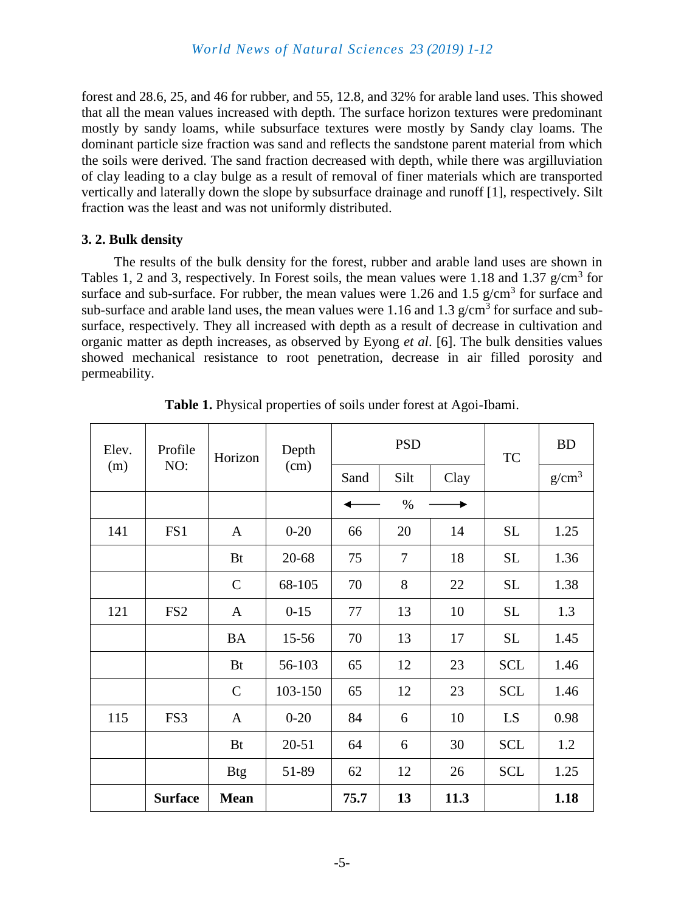forest and 28.6, 25, and 46 for rubber, and 55, 12.8, and 32% for arable land uses. This showed that all the mean values increased with depth. The surface horizon textures were predominant mostly by sandy loams, while subsurface textures were mostly by Sandy clay loams. The dominant particle size fraction was sand and reflects the sandstone parent material from which the soils were derived. The sand fraction decreased with depth, while there was argilluviation of clay leading to a clay bulge as a result of removal of finer materials which are transported vertically and laterally down the slope by subsurface drainage and runoff [1], respectively. Silt fraction was the least and was not uniformly distributed.

### 3. 2. Bulk density

The results of the bulk density for the forest, rubber and arable land uses are shown in Tables 1, 2 and 3, respectively. In Forest soils, the mean values were 1.18 and 1.37 g/cm$^3$ for surface and sub-surface. For rubber, the mean values were 1.26 and 1.5 g/cm$^3$ for surface and sub-surface and arable land uses, the mean values were 1.16 and 1.3 g/cm$^3$ for surface and sub-surface, respectively. They all increased with depth as a result of decrease in cultivation and organic matter as depth increases, as observed by Eyong *et al*. [6]. The bulk densities values showed mechanical resistance to root penetration, decrease in air filled porosity and permeability.

**Table 1.** Physical properties of soils under forest at Agoi-Ibami.

| Elev. (m) | Profile NO: | Horizon | Depth (cm) | PSD | | | TC | BD |
|---|---|---|---|---|---|---|---|---|
| | | | | Sand | Silt | Clay | | g/cm$^3$ |
| | | | | ← | % | → | | |
| 141 | FS1 | A | 0-20 | 66 | 20 | 14 | SL | 1.25 |
| | | Bt | 20-68 | 75 | 7 | 18 | SL | 1.36 |
| | | C | 68-105 | 70 | 8 | 22 | SL | 1.38 |
| 121 | FS2 | A | 0-15 | 77 | 13 | 10 | SL | 1.3 |
| | | BA | 15-56 | 70 | 13 | 17 | SL | 1.45 |
| | | Bt | 56-103 | 65 | 12 | 23 | SCL | 1.46 |
| | | C | 103-150 | 65 | 12 | 23 | SCL | 1.46 |
| 115 | FS3 | A | 0-20 | 84 | 6 | 10 | LS | 0.98 |
| | | Bt | 20-51 | 64 | 6 | 30 | SCL | 1.2 |
| | | Btg | 51-89 | 62 | 12 | 26 | SCL | 1.25 |
| | **Surface** | **Mean** | | **75.7** | **13** | **11.3** | | **1.18** |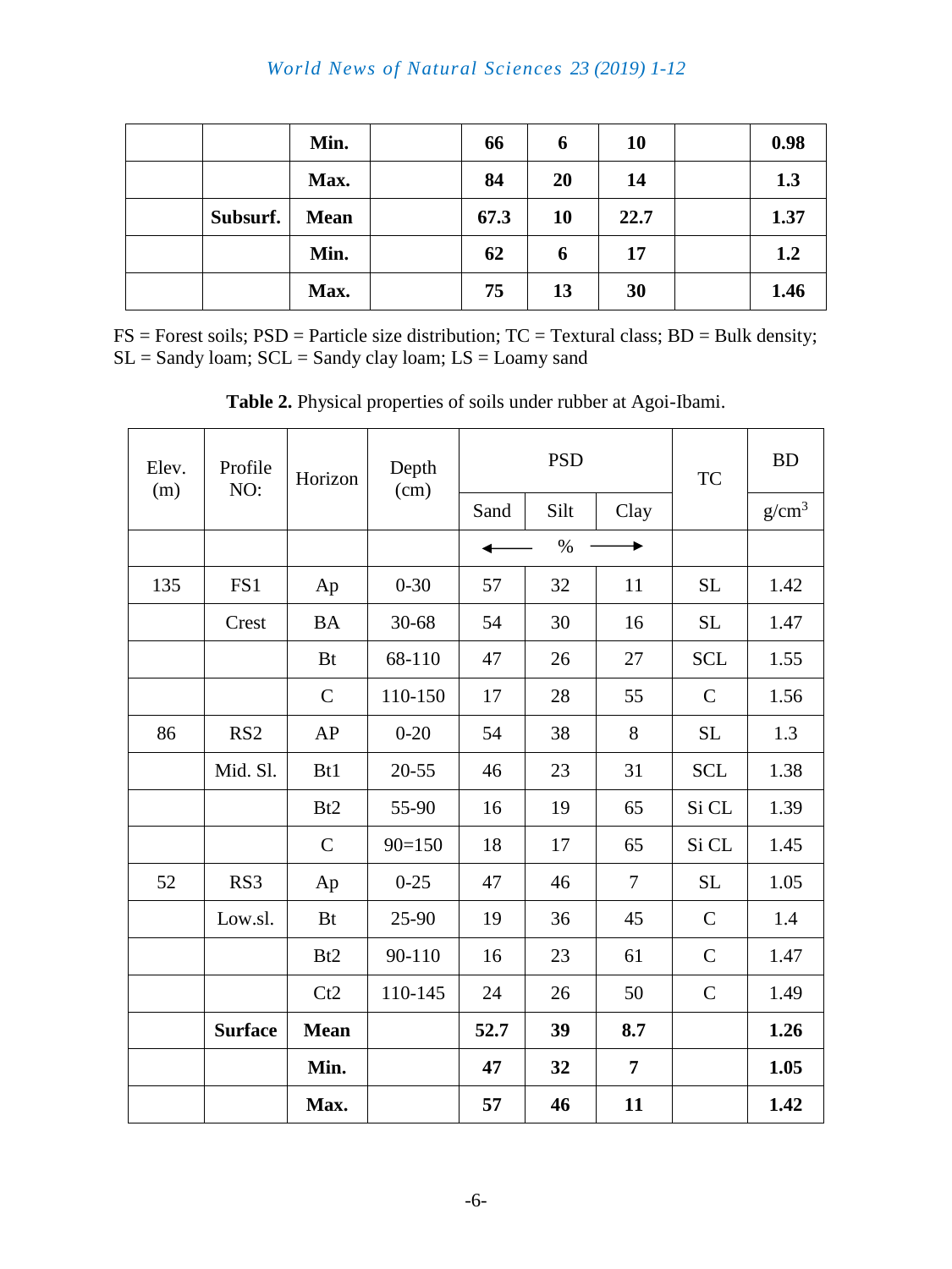|  |  | **Min.** |  | **66** | **6** | **10** |  | **0.98** |
|---|---|---|---|---|---|---|---|---|
|  |  | **Max.** |  | **84** | **20** | **14** |  | **1.3** |
|  | **Subsurf.** | **Mean** |  | **67.3** | **10** | **22.7** |  | **1.37** |
|  |  | **Min.** |  | **62** | **6** | **17** |  | **1.2** |
|  |  | **Max.** |  | **75** | **13** | **30** |  | **1.46** |

FS = Forest soils; PSD = Particle size distribution; TC = Textural class; BD = Bulk density; SL = Sandy loam; SCL = Sandy clay loam; LS = Loamy sand

**Table 2.** Physical properties of soils under rubber at Agoi-Ibami.

| Elev. (m) | Profile NO: | Horizon | Depth (cm) | PSD | | | TC | BD |
|---|---|---|---|---|---|---|---|---|
|  |  |  |  | Sand | Silt | Clay |  | g/cm$^3$ |
|  |  |  |  | ← | % | → |  |  |
| 135 | FS1 | Ap | 0-30 | 57 | 32 | 11 | SL | 1.42 |
|  | Crest | BA | 30-68 | 54 | 30 | 16 | SL | 1.47 |
|  |  | Bt | 68-110 | 47 | 26 | 27 | SCL | 1.55 |
|  |  | C | 110-150 | 17 | 28 | 55 | C | 1.56 |
| 86 | RS2 | AP | 0-20 | 54 | 38 | 8 | SL | 1.3 |
|  | Mid. Sl. | Bt1 | 20-55 | 46 | 23 | 31 | SCL | 1.38 |
|  |  | Bt2 | 55-90 | 16 | 19 | 65 | Si CL | 1.39 |
|  |  | C | 90=150 | 18 | 17 | 65 | Si CL | 1.45 |
| 52 | RS3 | Ap | 0-25 | 47 | 46 | 7 | SL | 1.05 |
|  | Low.sl. | Bt | 25-90 | 19 | 36 | 45 | C | 1.4 |
|  |  | Bt2 | 90-110 | 16 | 23 | 61 | C | 1.47 |
|  |  | Ct2 | 110-145 | 24 | 26 | 50 | C | 1.49 |
|  | **Surface** | **Mean** |  | **52.7** | **39** | **8.7** |  | **1.26** |
|  |  | **Min.** |  | **47** | **32** | **7** |  | **1.05** |
|  |  | **Max.** |  | **57** | **46** | **11** |  | **1.42** |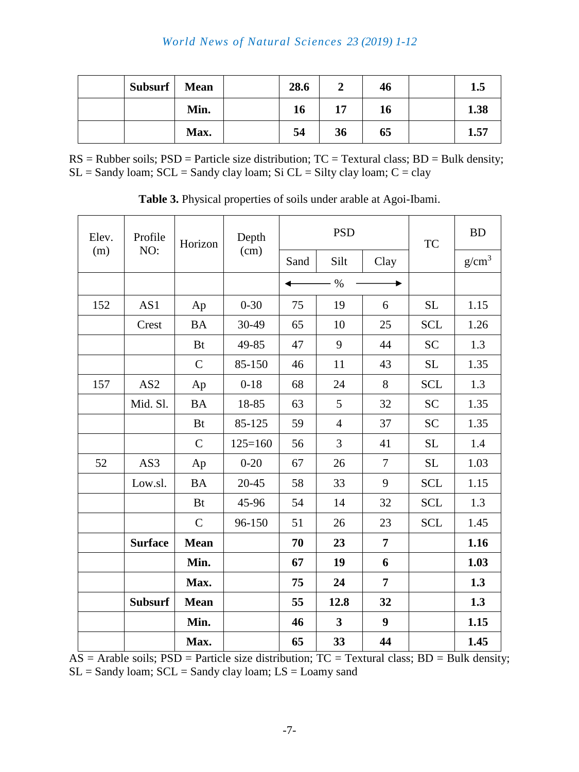|  | Subsurf | Mean |  | 28.6 | 2 | 46 |  | 1.5 |
|---|---|---|---|---|---|---|---|---|
|  |  | Min. |  | 16 | 17 | 16 |  | 1.38 |
|  |  | Max. |  | 54 | 36 | 65 |  | 1.57 |

RS = Rubber soils; PSD = Particle size distribution; TC = Textural class; BD = Bulk density; SL = Sandy loam; SCL = Sandy clay loam; Si CL = Silty clay loam; C = clay

**Table 3.** Physical properties of soils under arable at Agoi-Ibami.

| Elev. (m) | Profile NO: | Horizon | Depth (cm) | PSD | | | TC | BD |
|---|---|---|---|---|---|---|---|---|
|  |  |  |  | Sand | Silt | Clay |  | g/cm$^3$ |
|  |  |  |  | ← | % | → |  |  |
| 152 | AS1 | Ap | 0-30 | 75 | 19 | 6 | SL | 1.15 |
|  | Crest | BA | 30-49 | 65 | 10 | 25 | SCL | 1.26 |
|  |  | Bt | 49-85 | 47 | 9 | 44 | SC | 1.3 |
|  |  | C | 85-150 | 46 | 11 | 43 | SL | 1.35 |
| 157 | AS2 | Ap | 0-18 | 68 | 24 | 8 | SCL | 1.3 |
|  | Mid. Sl. | BA | 18-85 | 63 | 5 | 32 | SC | 1.35 |
|  |  | Bt | 85-125 | 59 | 4 | 37 | SC | 1.35 |
|  |  | C | 125=160 | 56 | 3 | 41 | SL | 1.4 |
| 52 | AS3 | Ap | 0-20 | 67 | 26 | 7 | SL | 1.03 |
|  | Low.sl. | BA | 20-45 | 58 | 33 | 9 | SCL | 1.15 |
|  |  | Bt | 45-96 | 54 | 14 | 32 | SCL | 1.3 |
|  |  | C | 96-150 | 51 | 26 | 23 | SCL | 1.45 |
|  | **Surface** | **Mean** |  | **70** | **23** | **7** |  | **1.16** |
|  |  | **Min.** |  | **67** | **19** | **6** |  | **1.03** |
|  |  | **Max.** |  | **75** | **24** | **7** |  | **1.3** |
|  | **Subsurf** | **Mean** |  | **55** | **12.8** | **32** |  | **1.3** |
|  |  | **Min.** |  | **46** | **3** | **9** |  | **1.15** |
|  |  | **Max.** |  | **65** | **33** | **44** |  | **1.45** |

AS = Arable soils; PSD = Particle size distribution; TC = Textural class; BD = Bulk density; SL = Sandy loam; SCL = Sandy clay loam; LS = Loamy sand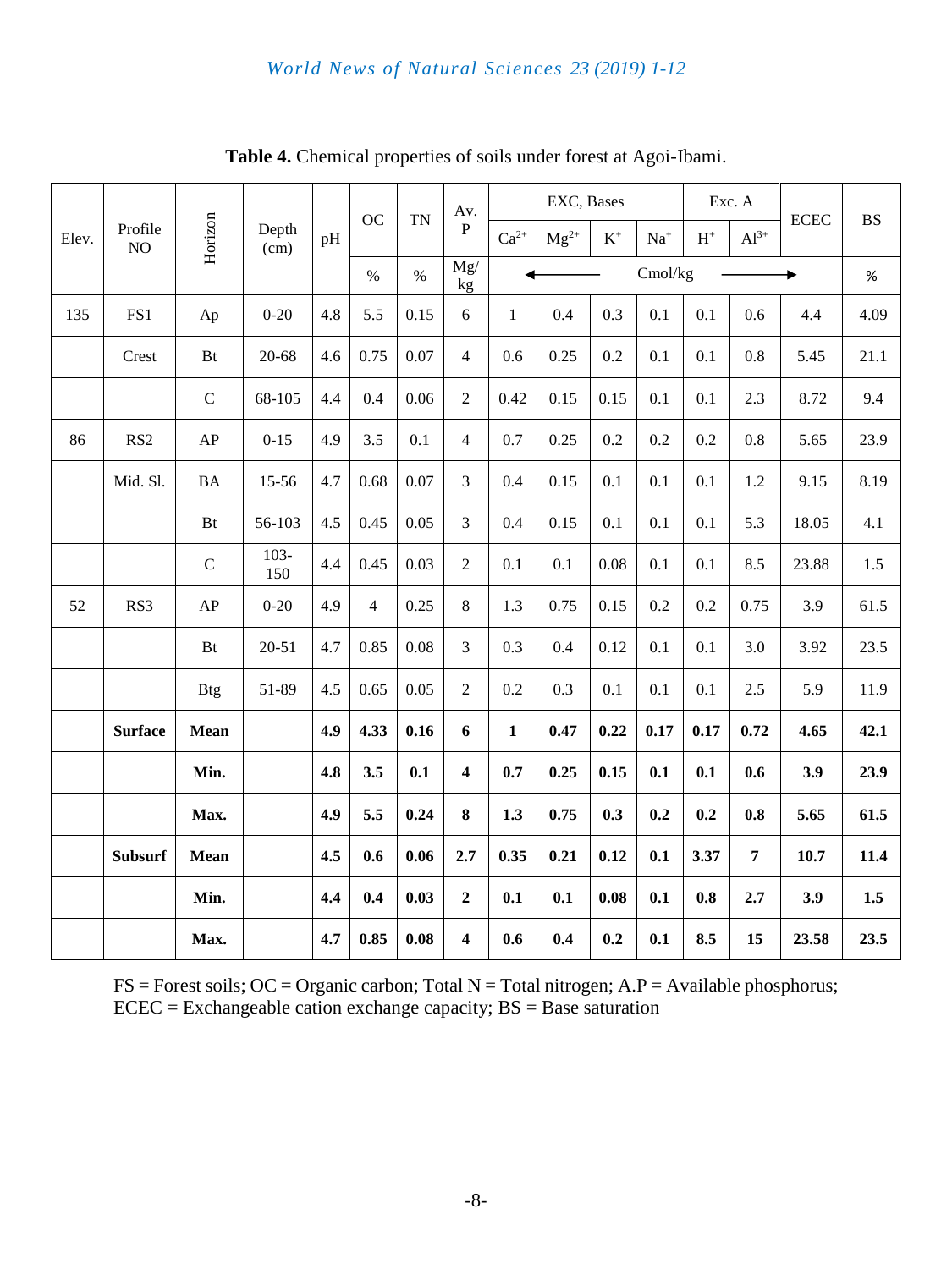**Table 4.** Chemical properties of soils under forest at Agoi-Ibami.

| Elev. | Profile NO | Horizon | Depth (cm) | pH | OC | TN | Av. P | EXC, Bases | | | | Exc. A | | ECEC | BS |
|---|---|---|---|---|---|---|---|---|---|---|---|---|---|---|---|
| | | | | | | | | $Ca^{2+}$ | $Mg^{2+}$ | $K^{+}$ | $Na^{+}$ | $H^{+}$ | $Al^{3+}$ | | |
| | | | | | % | % | Mg/kg | Cmol/kg | | | | | | | % |
| 135 | FS1 | Ap | 0-20 | 4.8 | 5.5 | 0.15 | 6 | 1 | 0.4 | 0.3 | 0.1 | 0.1 | 0.6 | 4.4 | 4.09 |
| | Crest | Bt | 20-68 | 4.6 | 0.75 | 0.07 | 4 | 0.6 | 0.25 | 0.2 | 0.1 | 0.1 | 0.8 | 5.45 | 21.1 |
| | | C | 68-105 | 4.4 | 0.4 | 0.06 | 2 | 0.42 | 0.15 | 0.15 | 0.1 | 0.1 | 2.3 | 8.72 | 9.4 |
| 86 | RS2 | AP | 0-15 | 4.9 | 3.5 | 0.1 | 4 | 0.7 | 0.25 | 0.2 | 0.2 | 0.2 | 0.8 | 5.65 | 23.9 |
| | Mid. Sl. | BA | 15-56 | 4.7 | 0.68 | 0.07 | 3 | 0.4 | 0.15 | 0.1 | 0.1 | 0.1 | 1.2 | 9.15 | 8.19 |
| | | Bt | 56-103 | 4.5 | 0.45 | 0.05 | 3 | 0.4 | 0.15 | 0.1 | 0.1 | 0.1 | 5.3 | 18.05 | 4.1 |
| | | C | 103-150 | 4.4 | 0.45 | 0.03 | 2 | 0.1 | 0.1 | 0.08 | 0.1 | 0.1 | 8.5 | 23.88 | 1.5 |
| 52 | RS3 | AP | 0-20 | 4.9 | 4 | 0.25 | 8 | 1.3 | 0.75 | 0.15 | 0.2 | 0.2 | 0.75 | 3.9 | 61.5 |
| | | Bt | 20-51 | 4.7 | 0.85 | 0.08 | 3 | 0.3 | 0.4 | 0.12 | 0.1 | 0.1 | 3.0 | 3.92 | 23.5 |
| | | Btg | 51-89 | 4.5 | 0.65 | 0.05 | 2 | 0.2 | 0.3 | 0.1 | 0.1 | 0.1 | 2.5 | 5.9 | 11.9 |
| | **Surface** | **Mean** | | **4.9** | **4.33** | **0.16** | **6** | **1** | **0.47** | **0.22** | **0.17** | **0.17** | **0.72** | **4.65** | **42.1** |
| | | **Min.** | | **4.8** | **3.5** | **0.1** | **4** | **0.7** | **0.25** | **0.15** | **0.1** | **0.1** | **0.6** | **3.9** | **23.9** |
| | | **Max.** | | **4.9** | **5.5** | **0.24** | **8** | **1.3** | **0.75** | **0.3** | **0.2** | **0.2** | **0.8** | **5.65** | **61.5** |
| | **Subsurf** | **Mean** | | **4.5** | **0.6** | **0.06** | **2.7** | **0.35** | **0.21** | **0.12** | **0.1** | **3.37** | **7** | **10.7** | **11.4** |
| | | **Min.** | | **4.4** | **0.4** | **0.03** | **2** | **0.1** | **0.1** | **0.08** | **0.1** | **0.8** | **2.7** | **3.9** | **1.5** |
| | | **Max.** | | **4.7** | **0.85** | **0.08** | **4** | **0.6** | **0.4** | **0.2** | **0.1** | **8.5** | **15** | **23.58** | **23.5** |

FS = Forest soils; OC = Organic carbon; Total N = Total nitrogen; A.P = Available phosphorus; ECEC = Exchangeable cation exchange capacity; BS = Base saturation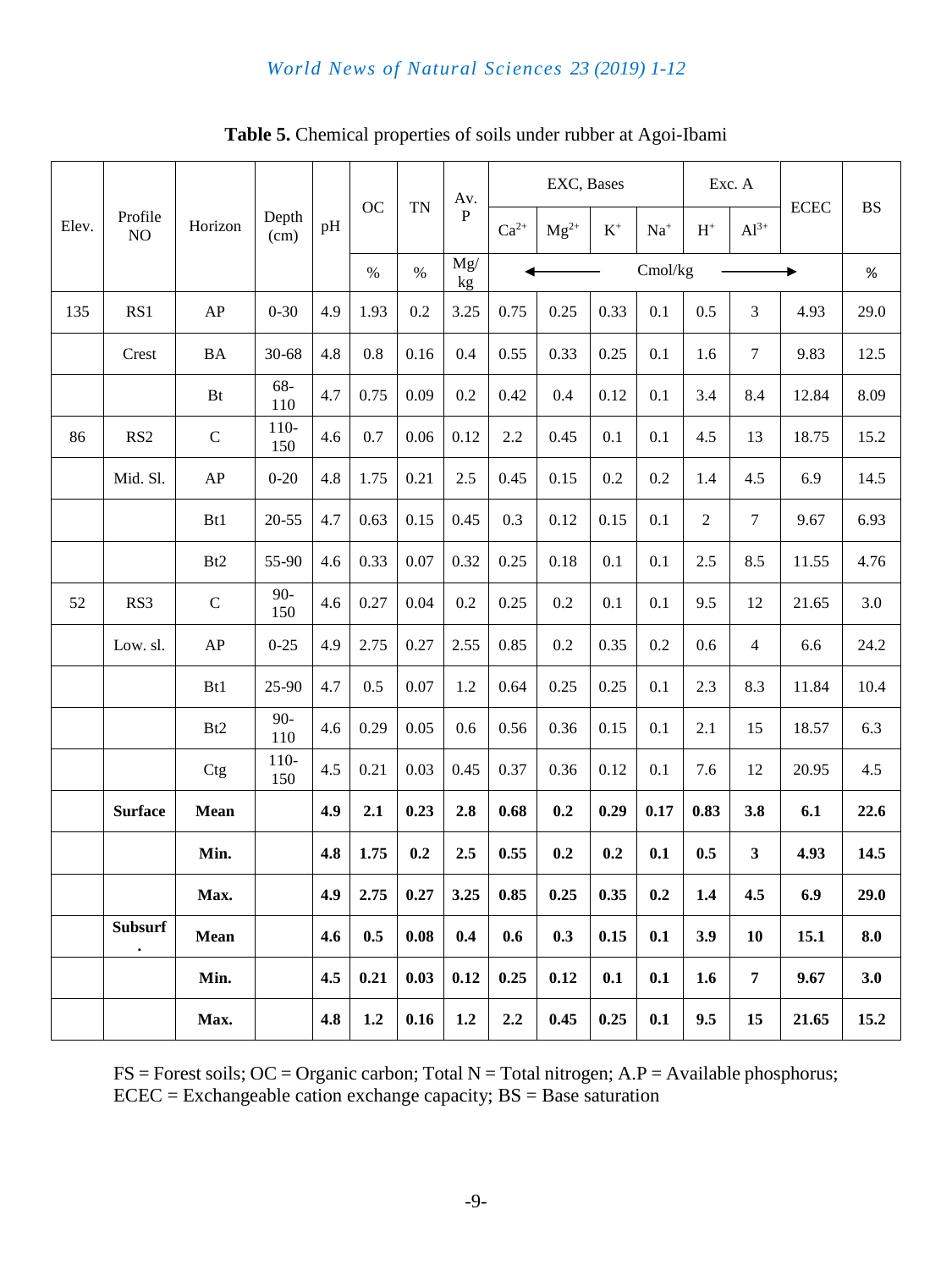**Table 5.** Chemical properties of soils under rubber at Agoi-Ibami

| Elev. | Profile NO | Horizon | Depth (cm) | pH | OC | TN | Av. P | EXC, Bases | | | | Exc. A | | ECEC | BS |
|---|---|---|---|---|---|---|---|---|---|---|---|---|---|---|---|
| | | | | | | | | $Ca^{2+}$ | $Mg^{2+}$ | $K^{+}$ | $Na^{+}$ | $H^{+}$ | $Al^{3+}$ | | |
| | | | | | % | % | Mg/kg | ← | | | Cmol/kg | | | → | % |
| 135 | RS1 | AP | 0-30 | 4.9 | 1.93 | 0.2 | 3.25 | 0.75 | 0.25 | 0.33 | 0.1 | 0.5 | 3 | 4.93 | 29.0 |
| | Crest | BA | 30-68 | 4.8 | 0.8 | 0.16 | 0.4 | 0.55 | 0.33 | 0.25 | 0.1 | 1.6 | 7 | 9.83 | 12.5 |
| | | Bt | 68-110 | 4.7 | 0.75 | 0.09 | 0.2 | 0.42 | 0.4 | 0.12 | 0.1 | 3.4 | 8.4 | 12.84 | 8.09 |
| 86 | RS2 | C | 110-150 | 4.6 | 0.7 | 0.06 | 0.12 | 2.2 | 0.45 | 0.1 | 0.1 | 4.5 | 13 | 18.75 | 15.2 |
| | Mid. Sl. | AP | 0-20 | 4.8 | 1.75 | 0.21 | 2.5 | 0.45 | 0.15 | 0.2 | 0.2 | 1.4 | 4.5 | 6.9 | 14.5 |
| | | Bt1 | 20-55 | 4.7 | 0.63 | 0.15 | 0.45 | 0.3 | 0.12 | 0.15 | 0.1 | 2 | 7 | 9.67 | 6.93 |
| | | Bt2 | 55-90 | 4.6 | 0.33 | 0.07 | 0.32 | 0.25 | 0.18 | 0.1 | 0.1 | 2.5 | 8.5 | 11.55 | 4.76 |
| 52 | RS3 | C | 90-150 | 4.6 | 0.27 | 0.04 | 0.2 | 0.25 | 0.2 | 0.1 | 0.1 | 9.5 | 12 | 21.65 | 3.0 |
| | Low. sl. | AP | 0-25 | 4.9 | 2.75 | 0.27 | 2.55 | 0.85 | 0.2 | 0.35 | 0.2 | 0.6 | 4 | 6.6 | 24.2 |
| | | Bt1 | 25-90 | 4.7 | 0.5 | 0.07 | 1.2 | 0.64 | 0.25 | 0.25 | 0.1 | 2.3 | 8.3 | 11.84 | 10.4 |
| | | Bt2 | 90-110 | 4.6 | 0.29 | 0.05 | 0.6 | 0.56 | 0.36 | 0.15 | 0.1 | 2.1 | 15 | 18.57 | 6.3 |
| | | Ctg | 110-150 | 4.5 | 0.21 | 0.03 | 0.45 | 0.37 | 0.36 | 0.12 | 0.1 | 7.6 | 12 | 20.95 | 4.5 |
| | **Surface** | **Mean** | | **4.9** | **2.1** | **0.23** | **2.8** | **0.68** | **0.2** | **0.29** | **0.17** | **0.83** | **3.8** | **6.1** | **22.6** |
| | | **Min.** | | **4.8** | **1.75** | **0.2** | **2.5** | **0.55** | **0.2** | **0.2** | **0.1** | **0.5** | **3** | **4.93** | **14.5** |
| | | **Max.** | | **4.9** | **2.75** | **0.27** | **3.25** | **0.85** | **0.25** | **0.35** | **0.2** | **1.4** | **4.5** | **6.9** | **29.0** |
| | **Subsurf.** | **Mean** | | **4.6** | **0.5** | **0.08** | **0.4** | **0.6** | **0.3** | **0.15** | **0.1** | **3.9** | **10** | **15.1** | **8.0** |
| | | **Min.** | | **4.5** | **0.21** | **0.03** | **0.12** | **0.25** | **0.12** | **0.1** | **0.1** | **1.6** | **7** | **9.67** | **3.0** |
| | | **Max.** | | **4.8** | **1.2** | **0.16** | **1.2** | **2.2** | **0.45** | **0.25** | **0.1** | **9.5** | **15** | **21.65** | **15.2** |

FS = Forest soils; OC = Organic carbon; Total N = Total nitrogen; A.P = Available phosphorus; ECEC = Exchangeable cation exchange capacity; BS = Base saturation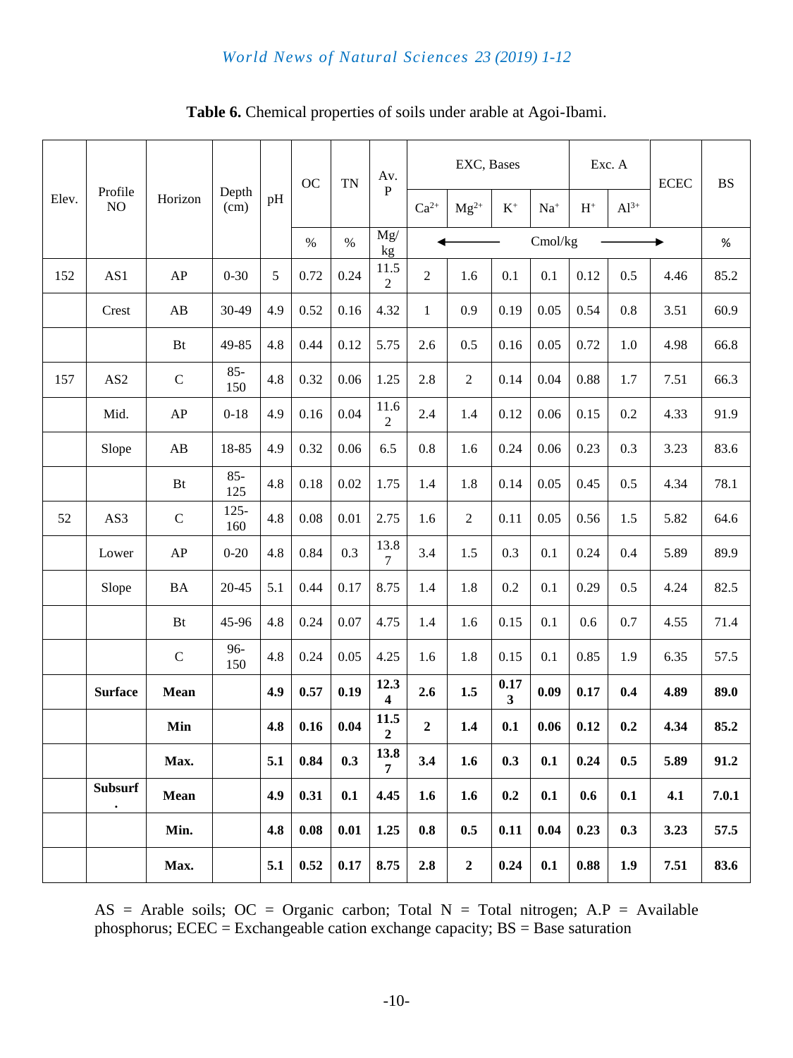**Table 6.** Chemical properties of soils under arable at Agoi-Ibami.

| Elev. | Profile NO | Horizon | Depth (cm) | pH | OC | TN | Av. P | EXC, Bases | | | | Exc. A | | ECEC | BS |
|---|---|---|---|---|---|---|---|---|---|---|---|---|---|---|---|
| | | | | | | | | $Ca^{2+}$ | $Mg^{2+}$ | $K^{+}$ | $Na^{+}$ | $H^{+}$ | $Al^{3+}$ | | |
| | | | | | % | % | Mg/kg | ← Cmol/kg → | | | | | | | % |
| 152 | AS1 | AP | 0-30 | 5 | 0.72 | 0.24 | 11.52 | 2 | 1.6 | 0.1 | 0.1 | 0.12 | 0.5 | 4.46 | 85.2 |
| | Crest | AB | 30-49 | 4.9 | 0.52 | 0.16 | 4.32 | 1 | 0.9 | 0.19 | 0.05 | 0.54 | 0.8 | 3.51 | 60.9 |
| | | Bt | 49-85 | 4.8 | 0.44 | 0.12 | 5.75 | 2.6 | 0.5 | 0.16 | 0.05 | 0.72 | 1.0 | 4.98 | 66.8 |
| 157 | AS2 | C | 85-150 | 4.8 | 0.32 | 0.06 | 1.25 | 2.8 | 2 | 0.14 | 0.04 | 0.88 | 1.7 | 7.51 | 66.3 |
| | Mid. | AP | 0-18 | 4.9 | 0.16 | 0.04 | 11.62 | 2.4 | 1.4 | 0.12 | 0.06 | 0.15 | 0.2 | 4.33 | 91.9 |
| | Slope | AB | 18-85 | 4.9 | 0.32 | 0.06 | 6.5 | 0.8 | 1.6 | 0.24 | 0.06 | 0.23 | 0.3 | 3.23 | 83.6 |
| | | Bt | 85-125 | 4.8 | 0.18 | 0.02 | 1.75 | 1.4 | 1.8 | 0.14 | 0.05 | 0.45 | 0.5 | 4.34 | 78.1 |
| 52 | AS3 | C | 125-160 | 4.8 | 0.08 | 0.01 | 2.75 | 1.6 | 2 | 0.11 | 0.05 | 0.56 | 1.5 | 5.82 | 64.6 |
| | Lower | AP | 0-20 | 4.8 | 0.84 | 0.3 | 13.87 | 3.4 | 1.5 | 0.3 | 0.1 | 0.24 | 0.4 | 5.89 | 89.9 |
| | Slope | BA | 20-45 | 5.1 | 0.44 | 0.17 | 8.75 | 1.4 | 1.8 | 0.2 | 0.1 | 0.29 | 0.5 | 4.24 | 82.5 |
| | | Bt | 45-96 | 4.8 | 0.24 | 0.07 | 4.75 | 1.4 | 1.6 | 0.15 | 0.1 | 0.6 | 0.7 | 4.55 | 71.4 |
| | | C | 96-150 | 4.8 | 0.24 | 0.05 | 4.25 | 1.6 | 1.8 | 0.15 | 0.1 | 0.85 | 1.9 | 6.35 | 57.5 |
| | **Surface** | **Mean** | | **4.9** | **0.57** | **0.19** | **12.34** | **2.6** | **1.5** | **0.173** | **0.09** | **0.17** | **0.4** | **4.89** | **89.0** |
| | | **Min** | | **4.8** | **0.16** | **0.04** | **11.52** | **2** | **1.4** | **0.1** | **0.06** | **0.12** | **0.2** | **4.34** | **85.2** |
| | | **Max.** | | **5.1** | **0.84** | **0.3** | **13.87** | **3.4** | **1.6** | **0.3** | **0.1** | **0.24** | **0.5** | **5.89** | **91.2** |
| | **Subsurf.** | **Mean** | | **4.9** | **0.31** | **0.1** | **4.45** | **1.6** | **1.6** | **0.2** | **0.1** | **0.6** | **0.1** | **4.1** | **7.0.1** |
| | | **Min.** | | **4.8** | **0.08** | **0.01** | **1.25** | **0.8** | **0.5** | **0.11** | **0.04** | **0.23** | **0.3** | **3.23** | **57.5** |
| | | **Max.** | | **5.1** | **0.52** | **0.17** | **8.75** | **2.8** | **2** | **0.24** | **0.1** | **0.88** | **1.9** | **7.51** | **83.6** |

AS = Arable soils; OC = Organic carbon; Total N = Total nitrogen; A.P = Available phosphorus; ECEC = Exchangeable cation exchange capacity; BS = Base saturation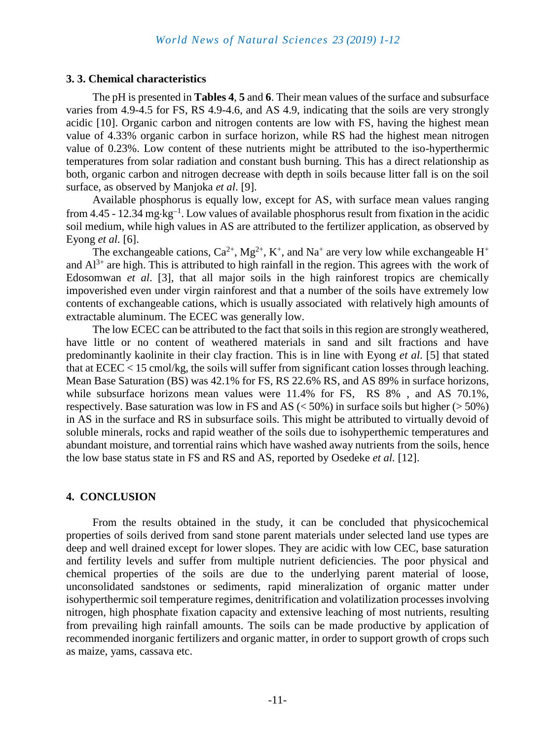### 3. 3. Chemical characteristics

The pH is presented in **Tables 4**, **5** and **6**. Their mean values of the surface and subsurface varies from 4.9-4.5 for FS, RS 4.9-4.6, and AS 4.9, indicating that the soils are very strongly acidic [10]. Organic carbon and nitrogen contents are low with FS, having the highest mean value of 4.33% organic carbon in surface horizon, while RS had the highest mean nitrogen value of 0.23%. Low content of these nutrients might be attributed to the iso-hyperthermic temperatures from solar radiation and constant bush burning. This has a direct relationship as both, organic carbon and nitrogen decrease with depth in soils because litter fall is on the soil surface, as observed by Manjoka *et al.* [9].

Available phosphorus is equally low, except for AS, with surface mean values ranging from 4.45 - 12.34 $mg \cdot kg^{-1}$. Low values of available phosphorus result from fixation in the acidic soil medium, while high values in AS are attributed to the fertilizer application, as observed by Eyong *et al.* [6].

The exchangeable cations, $Ca^{2+}$, $Mg^{2+}$, $K^{+}$, and $Na^{+}$ are very low while exchangeable $H^{+}$ and $Al^{3+}$ are high. This is attributed to high rainfall in the region. This agrees with the work of Edosomwan *et al.* [3], that all major soils in the high rainforest tropics are chemically impoverished even under virgin rainforest and that a number of the soils have extremely low contents of exchangeable cations, which is usually associated with relatively high amounts of extractable aluminum. The ECEC was generally low.

The low ECEC can be attributed to the fact that soils in this region are strongly weathered, have little or no content of weathered materials in sand and silt fractions and have predominantly kaolinite in their clay fraction. This is in line with Eyong *et al.* [5] that stated that at ECEC < 15 cmol/kg, the soils will suffer from significant cation losses through leaching. Mean Base Saturation (BS) was 42.1% for FS, RS 22.6% RS, and AS 89% in surface horizons, while subsurface horizons mean values were 11.4% for FS, RS 8% , and AS 70.1%, respectively. Base saturation was low in FS and AS (< 50%) in surface soils but higher (> 50%) in AS in the surface and RS in subsurface soils. This might be attributed to virtually devoid of soluble minerals, rocks and rapid weather of the soils due to isohyperthemic temperatures and abundant moisture, and torrential rains which have washed away nutrients from the soils, hence the low base status state in FS and RS and AS, reported by Osedeke *et al.* [12].

## 4. CONCLUSION

From the results obtained in the study, it can be concluded that physicochemical properties of soils derived from sand stone parent materials under selected land use types are deep and well drained except for lower slopes. They are acidic with low CEC, base saturation and fertility levels and suffer from multiple nutrient deficiencies. The poor physical and chemical properties of the soils are due to the underlying parent material of loose, unconsolidated sandstones or sediments, rapid mineralization of organic matter under isohyperthermic soil temperature regimes, denitrification and volatilization processes involving nitrogen, high phosphate fixation capacity and extensive leaching of most nutrients, resulting from prevailing high rainfall amounts. The soils can be made productive by application of recommended inorganic fertilizers and organic matter, in order to support growth of crops such as maize, yams, cassava etc.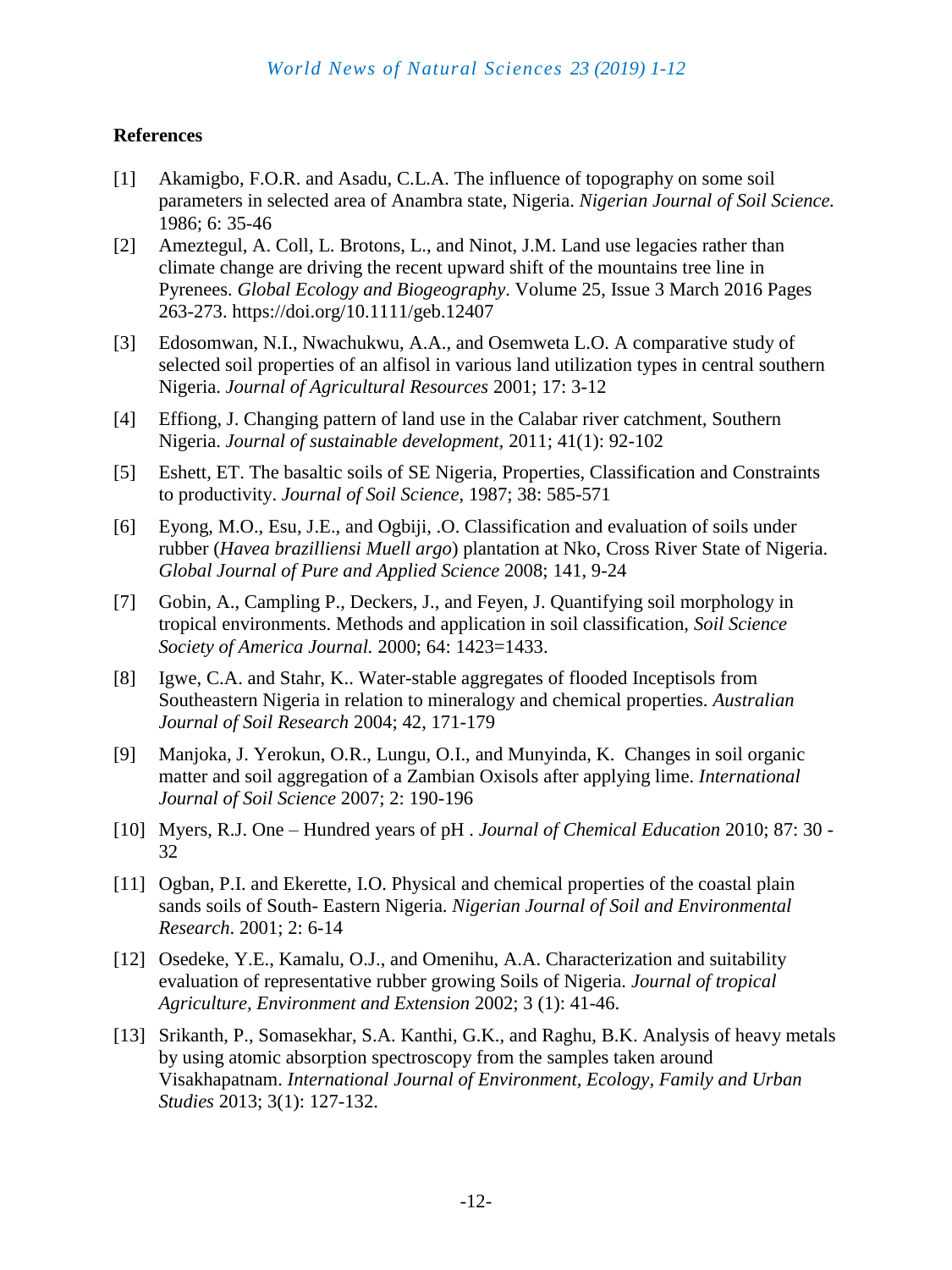## References

[1] Akamigbo, F.O.R. and Asadu, C.L.A. The influence of topography on some soil parameters in selected area of Anambra state, Nigeria. *Nigerian Journal of Soil Science.* 1986; 6: 35-46

[2] Ameztegul, A. Coll, L. Brotons, L., and Ninot, J.M. Land use legacies rather than climate change are driving the recent upward shift of the mountains tree line in Pyrenees. *Global Ecology and Biogeography*. Volume 25, Issue 3 March 2016 Pages 263-273. https://doi.org/10.1111/geb.12407

[3] Edosomwan, N.I., Nwachukwu, A.A., and Osemweta L.O. A comparative study of selected soil properties of an alfisol in various land utilization types in central southern Nigeria. *Journal of Agricultural Resources* 2001; 17: 3-12

[4] Effiong, J. Changing pattern of land use in the Calabar river catchment, Southern Nigeria. *Journal of sustainable development,* 2011; 41(1): 92-102

[5] Eshett, ET. The basaltic soils of SE Nigeria, Properties, Classification and Constraints to productivity. *Journal of Soil Science,* 1987; 38: 585-571

[6] Eyong, M.O., Esu, J.E., and Ogbiji, .O. Classification and evaluation of soils under rubber (*Havea brazilliensi Muell argo*) plantation at Nko, Cross River State of Nigeria. *Global Journal of Pure and Applied Science* 2008; 141, 9-24

[7] Gobin, A., Campling P., Deckers, J., and Feyen, J. Quantifying soil morphology in tropical environments. Methods and application in soil classification, *Soil Science Society of America Journal.* 2000; 64: 1423=1433.

[8] Igwe, C.A. and Stahr, K.. Water-stable aggregates of flooded Inceptisols from Southeastern Nigeria in relation to mineralogy and chemical properties. *Australian Journal of Soil Research* 2004; 42, 171-179

[9] Manjoka, J. Yerokun, O.R., Lungu, O.I., and Munyinda, K. Changes in soil organic matter and soil aggregation of a Zambian Oxisols after applying lime. *International Journal of Soil Science* 2007; 2: 190-196

[10] Myers, R.J. One – Hundred years of pH . *Journal of Chemical Education* 2010; 87: 30 - 32

[11] Ogban, P.I. and Ekerette, I.O. Physical and chemical properties of the coastal plain sands soils of South- Eastern Nigeria. *Nigerian Journal of Soil and Environmental Research*. 2001; 2: 6-14

[12] Osedeke, Y.E., Kamalu, O.J., and Omenihu, A.A. Characterization and suitability evaluation of representative rubber growing Soils of Nigeria. *Journal of tropical Agriculture, Environment and Extension* 2002; 3 (1): 41-46.

[13] Srikanth, P., Somasekhar, S.A. Kanthi, G.K., and Raghu, B.K. Analysis of heavy metals by using atomic absorption spectroscopy from the samples taken around Visakhapatnam. *International Journal of Environment, Ecology, Family and Urban Studies* 2013; 3(1): 127-132.